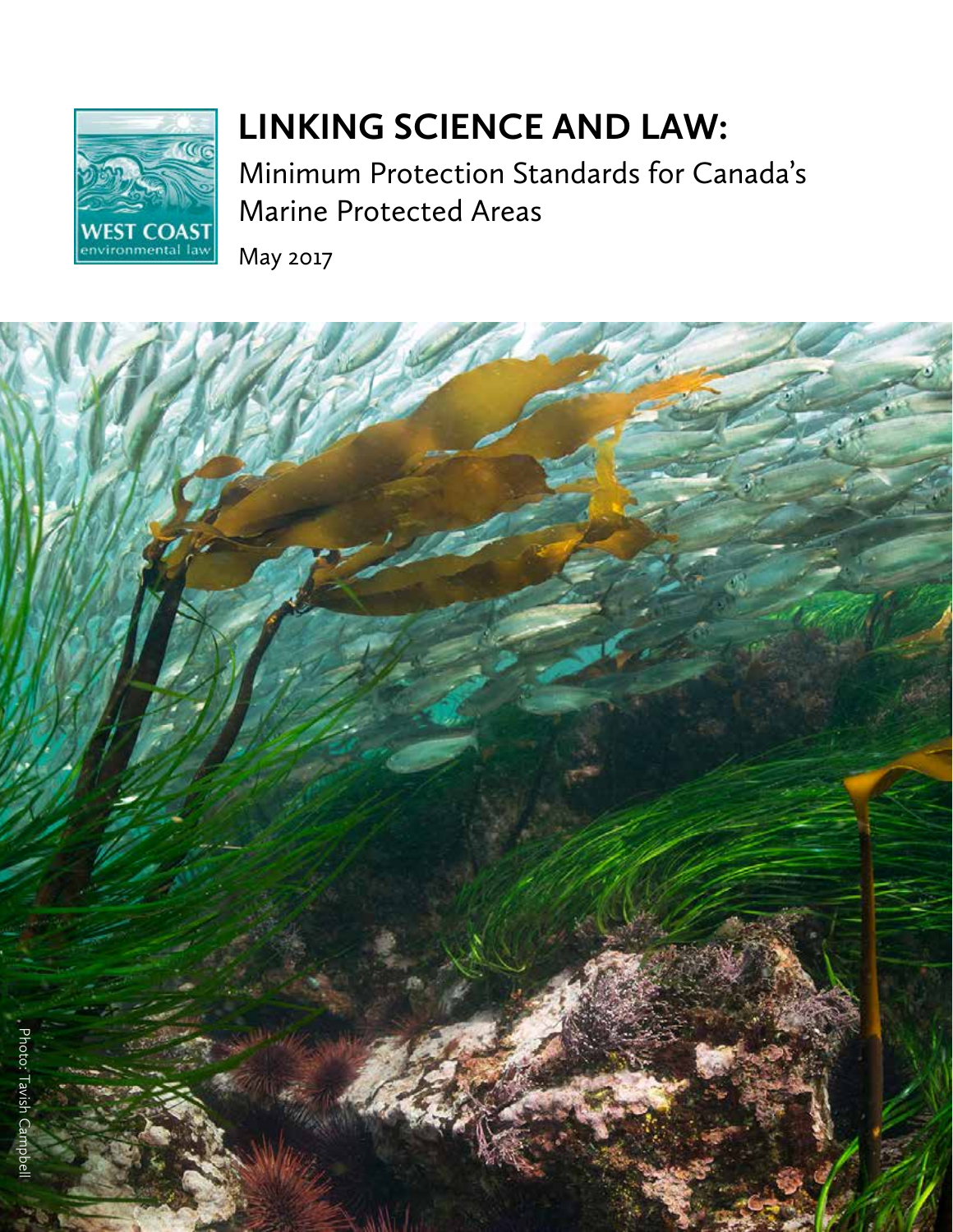# LINKING SCIENCE AND LAW:

Minimum Protection Standards for Canada's Marine Protected Areas

May 2017

Photo: Tavish Campbell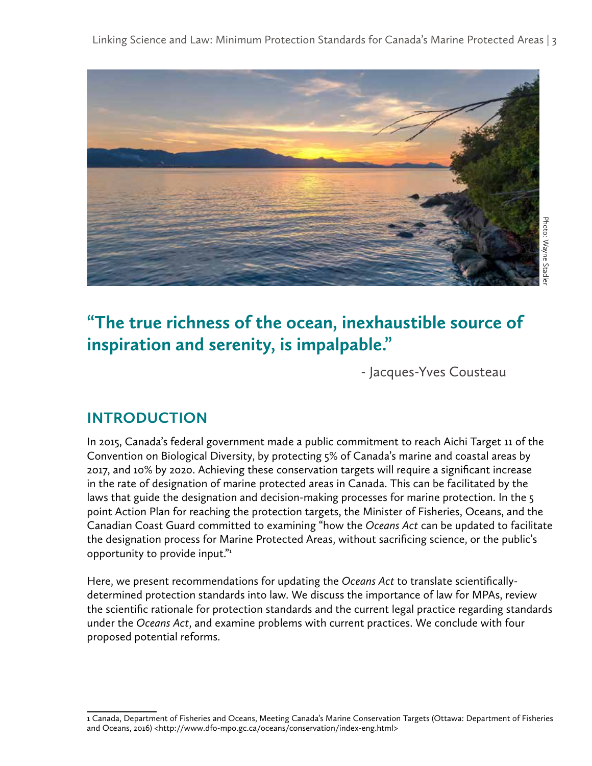Photo: Wayne Stadler

**"The true richness of the ocean, inexhaustible source of inspiration and serenity, is impalpable."**

- Jacques-Yves Cousteau

## INTRODUCTION

In 2015, Canada's federal government made a public commitment to reach Aichi Target 11 of the Convention on Biological Diversity, by protecting 5% of Canada's marine and coastal areas by 2017, and 10% by 2020. Achieving these conservation targets will require a significant increase in the rate of designation of marine protected areas in Canada. This can be facilitated by the laws that guide the designation and decision-making processes for marine protection. In the 5 point Action Plan for reaching the protection targets, the Minister of Fisheries, Oceans, and the Canadian Coast Guard committed to examining "how the *Oceans Act* can be updated to facilitate the designation process for Marine Protected Areas, without sacrificing science, or the public's opportunity to provide input."[1]

Here, we present recommendations for updating the *Oceans Act* to translate scientifically-determined protection standards into law. We discuss the importance of law for MPAs, review the scientific rationale for protection standards and the current legal practice regarding standards under the *Oceans Act*, and examine problems with current practices. We conclude with four proposed potential reforms.

---

1 Canada, Department of Fisheries and Oceans, Meeting Canada's Marine Conservation Targets (Ottawa: Department of Fisheries and Oceans, 2016) <http://www.dfo-mpo.gc.ca/oceans/conservation/index-eng.html>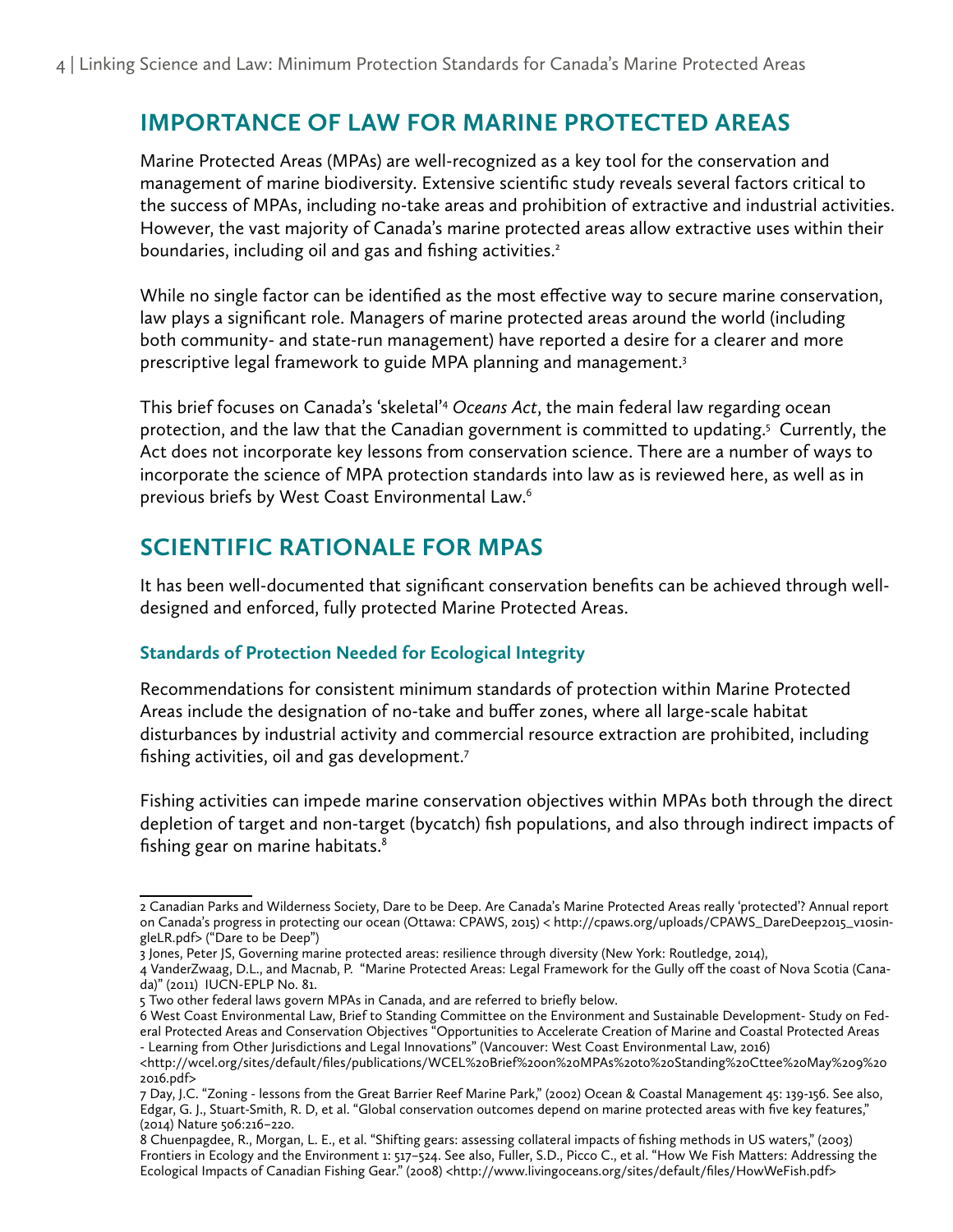## IMPORTANCE OF LAW FOR MARINE PROTECTED AREAS

Marine Protected Areas (MPAs) are well-recognized as a key tool for the conservation and management of marine biodiversity. Extensive scientific study reveals several factors critical to the success of MPAs, including no-take areas and prohibition of extractive and industrial activities. However, the vast majority of Canada's marine protected areas allow extractive uses within their boundaries, including oil and gas and fishing activities.[2]

While no single factor can be identified as the most effective way to secure marine conservation, law plays a significant role. Managers of marine protected areas around the world (including both community- and state-run management) have reported a desire for a clearer and more prescriptive legal framework to guide MPA planning and management.[3]

This brief focuses on Canada's 'skeletal'[4] *Oceans Act*, the main federal law regarding ocean protection, and the law that the Canadian government is committed to updating.[5] Currently, the Act does not incorporate key lessons from conservation science. There are a number of ways to incorporate the science of MPA protection standards into law as is reviewed here, as well as in previous briefs by West Coast Environmental Law.[6]

## SCIENTIFIC RATIONALE FOR MPAS

It has been well-documented that significant conservation benefits can be achieved through well-designed and enforced, fully protected Marine Protected Areas.

### Standards of Protection Needed for Ecological Integrity

Recommendations for consistent minimum standards of protection within Marine Protected Areas include the designation of no-take and buffer zones, where all large-scale habitat disturbances by industrial activity and commercial resource extraction are prohibited, including fishing activities, oil and gas development.[7]

Fishing activities can impede marine conservation objectives within MPAs both through the direct depletion of target and non-target (bycatch) fish populations, and also through indirect impacts of fishing gear on marine habitats.[8]

---

2 Canadian Parks and Wilderness Society, Dare to be Deep. Are Canada's Marine Protected Areas really 'protected'? Annual report on Canada's progress in protecting our ocean (Ottawa: CPAWS, 2015) < http://cpaws.org/uploads/CPAWS_DareDeep2015_v10singleLR.pdf> ("Dare to be Deep")

3 Jones, Peter JS, Governing marine protected areas: resilience through diversity (New York: Routledge, 2014),

4 VanderZwaag, D.L., and Macnab, P. "Marine Protected Areas: Legal Framework for the Gully off the coast of Nova Scotia (Canada)" (2011) IUCN-EPLP No. 81.

5 Two other federal laws govern MPAs in Canada, and are referred to briefly below.

6 West Coast Environmental Law, Brief to Standing Committee on the Environment and Sustainable Development- Study on Federal Protected Areas and Conservation Objectives "Opportunities to Accelerate Creation of Marine and Coastal Protected Areas - Learning from Other Jurisdictions and Legal Innovations" (Vancouver: West Coast Environmental Law, 2016) <http://wcel.org/sites/default/files/publications/WCEL%20Brief%20on%20MPAs%20to%20Standing%20Cttee%20May%209%202016.pdf>

7 Day, J.C. "Zoning - lessons from the Great Barrier Reef Marine Park," (2002) Ocean & Coastal Management 45: 139-156. See also, Edgar, G. J., Stuart-Smith, R. D, et al. "Global conservation outcomes depend on marine protected areas with five key features," (2014) Nature 506:216–220.

8 Chuenpagdee, R., Morgan, L. E., et al. "Shifting gears: assessing collateral impacts of fishing methods in US waters," (2003) Frontiers in Ecology and the Environment 1: 517–524. See also, Fuller, S.D., Picco C., et al. "How We Fish Matters: Addressing the Ecological Impacts of Canadian Fishing Gear." (2008) <http://www.livingoceans.org/sites/default/files/HowWeFish.pdf>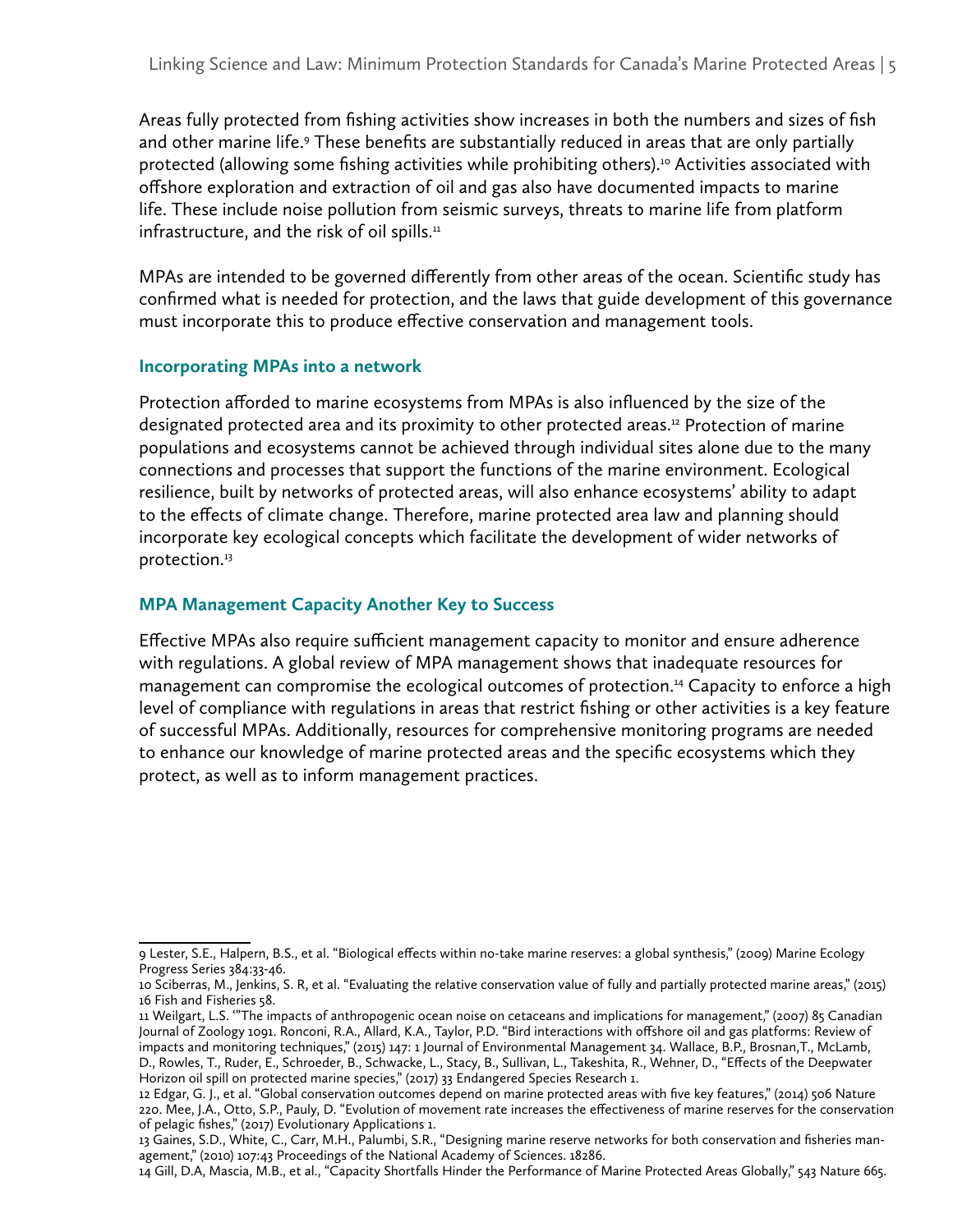Areas fully protected from fishing activities show increases in both the numbers and sizes of fish and other marine life.[9] These benefits are substantially reduced in areas that are only partially protected (allowing some fishing activities while prohibiting others).[10] Activities associated with offshore exploration and extraction of oil and gas also have documented impacts to marine life. These include noise pollution from seismic surveys, threats to marine life from platform infrastructure, and the risk of oil spills.[11]

MPAs are intended to be governed differently from other areas of the ocean. Scientific study has confirmed what is needed for protection, and the laws that guide development of this governance must incorporate this to produce effective conservation and management tools.

### Incorporating MPAs into a network

Protection afforded to marine ecosystems from MPAs is also influenced by the size of the designated protected area and its proximity to other protected areas.[12] Protection of marine populations and ecosystems cannot be achieved through individual sites alone due to the many connections and processes that support the functions of the marine environment. Ecological resilience, built by networks of protected areas, will also enhance ecosystems' ability to adapt to the effects of climate change. Therefore, marine protected area law and planning should incorporate key ecological concepts which facilitate the development of wider networks of protection.[13]

### MPA Management Capacity Another Key to Success

Effective MPAs also require sufficient management capacity to monitor and ensure adherence with regulations. A global review of MPA management shows that inadequate resources for management can compromise the ecological outcomes of protection.[14] Capacity to enforce a high level of compliance with regulations in areas that restrict fishing or other activities is a key feature of successful MPAs. Additionally, resources for comprehensive monitoring programs are needed to enhance our knowledge of marine protected areas and the specific ecosystems which they protect, as well as to inform management practices.

---

9 Lester, S.E., Halpern, B.S., et al. "Biological effects within no-take marine reserves: a global synthesis," (2009) Marine Ecology Progress Series 384:33-46.

10 Sciberras, M., Jenkins, S. R, et al. "Evaluating the relative conservation value of fully and partially protected marine areas," (2015) 16 Fish and Fisheries 58.

11 Weilgart, L.S. '"The impacts of anthropogenic ocean noise on cetaceans and implications for management," (2007) 85 Canadian Journal of Zoology 1091. Ronconi, R.A., Allard, K.A., Taylor, P.D. "Bird interactions with offshore oil and gas platforms: Review of impacts and monitoring techniques," (2015) 147: 1 Journal of Environmental Management 34. Wallace, B.P., Brosnan,T., McLamb, D., Rowles, T., Ruder, E., Schroeder, B., Schwacke, L., Stacy, B., Sullivan, L., Takeshita, R., Wehner, D., "Effects of the Deepwater Horizon oil spill on protected marine species," (2017) 33 Endangered Species Research 1.

12 Edgar, G. J., et al. "Global conservation outcomes depend on marine protected areas with five key features," (2014) 506 Nature 220. Mee, J.A., Otto, S.P., Pauly, D. "Evolution of movement rate increases the effectiveness of marine reserves for the conservation of pelagic fishes," (2017) Evolutionary Applications 1.

13 Gaines, S.D., White, C., Carr, M.H., Palumbi, S.R., "Designing marine reserve networks for both conservation and fisheries management," (2010) 107:43 Proceedings of the National Academy of Sciences. 18286.

14 Gill, D.A, Mascia, M.B., et al., "Capacity Shortfalls Hinder the Performance of Marine Protected Areas Globally," 543 Nature 665.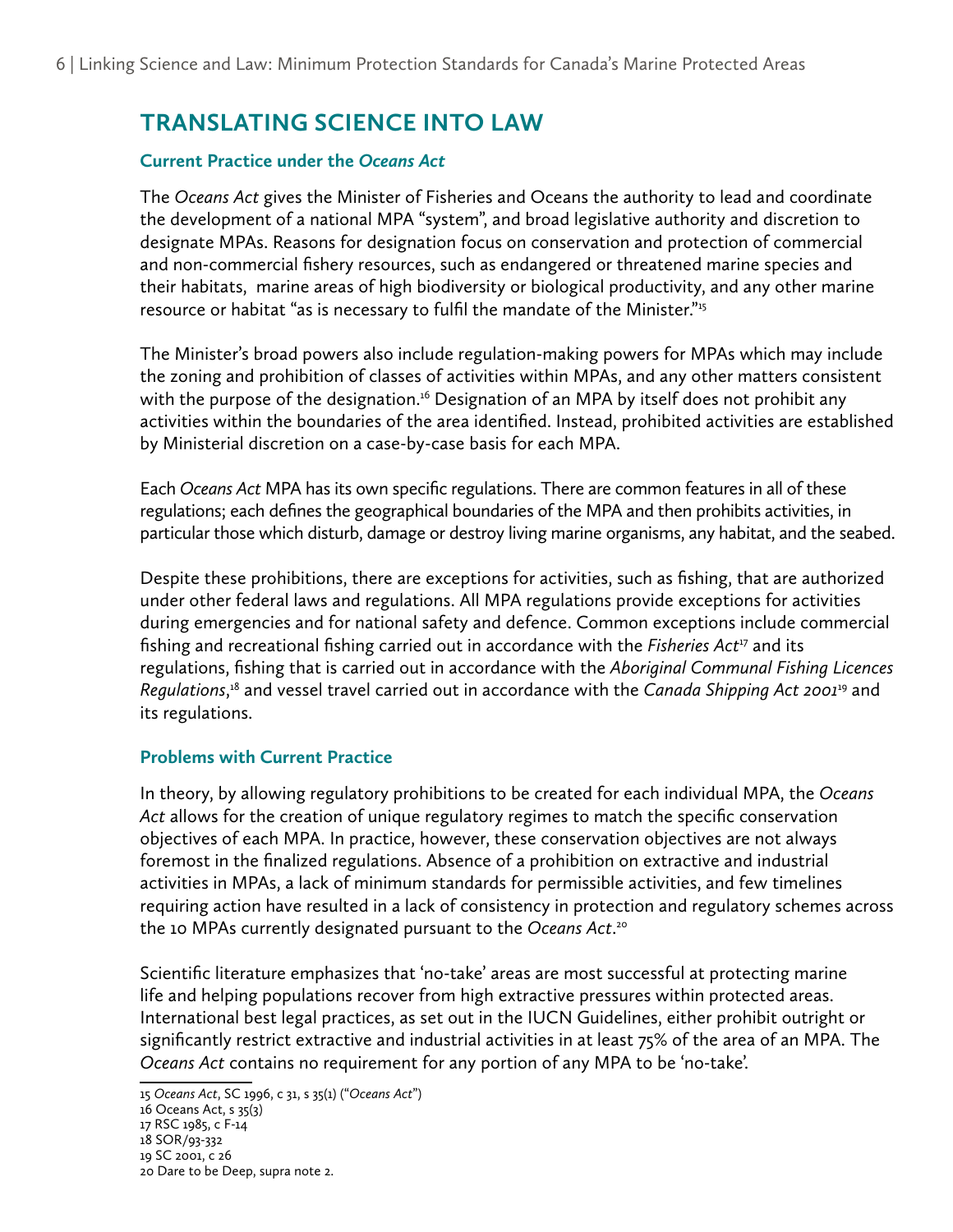## TRANSLATING SCIENCE INTO LAW

### Current Practice under the *Oceans Act*

The *Oceans Act* gives the Minister of Fisheries and Oceans the authority to lead and coordinate the development of a national MPA "system", and broad legislative authority and discretion to designate MPAs. Reasons for designation focus on conservation and protection of commercial and non-commercial fishery resources, such as endangered or threatened marine species and their habitats, marine areas of high biodiversity or biological productivity, and any other marine resource or habitat "as is necessary to fulfil the mandate of the Minister."[15]

The Minister's broad powers also include regulation-making powers for MPAs which may include the zoning and prohibition of classes of activities within MPAs, and any other matters consistent with the purpose of the designation.[16] Designation of an MPA by itself does not prohibit any activities within the boundaries of the area identified. Instead, prohibited activities are established by Ministerial discretion on a case-by-case basis for each MPA.

Each *Oceans Act* MPA has its own specific regulations. There are common features in all of these regulations; each defines the geographical boundaries of the MPA and then prohibits activities, in particular those which disturb, damage or destroy living marine organisms, any habitat, and the seabed.

Despite these prohibitions, there are exceptions for activities, such as fishing, that are authorized under other federal laws and regulations. All MPA regulations provide exceptions for activities during emergencies and for national safety and defence. Common exceptions include commercial fishing and recreational fishing carried out in accordance with the *Fisheries Act*[17] and its regulations, fishing that is carried out in accordance with the *Aboriginal Communal Fishing Licences Regulations*,[18] and vessel travel carried out in accordance with the *Canada Shipping Act 2001*[19] and its regulations.

### Problems with Current Practice

In theory, by allowing regulatory prohibitions to be created for each individual MPA, the *Oceans Act* allows for the creation of unique regulatory regimes to match the specific conservation objectives of each MPA. In practice, however, these conservation objectives are not always foremost in the finalized regulations. Absence of a prohibition on extractive and industrial activities in MPAs, a lack of minimum standards for permissible activities, and few timelines requiring action have resulted in a lack of consistency in protection and regulatory schemes across the 10 MPAs currently designated pursuant to the *Oceans Act*.[20]

Scientific literature emphasizes that 'no-take' areas are most successful at protecting marine life and helping populations recover from high extractive pressures within protected areas. International best legal practices, as set out in the IUCN Guidelines, either prohibit outright or significantly restrict extractive and industrial activities in at least 75% of the area of an MPA. The *Oceans Act* contains no requirement for any portion of any MPA to be 'no-take'.

---

15 *Oceans Act*, SC 1996, c 31, s 35(1) ("*Oceans Act*")
16 Oceans Act, s 35(3)
17 RSC 1985, c F-14
18 SOR/93-332
19 SC 2001, c 26
20 Dare to be Deep, supra note 2.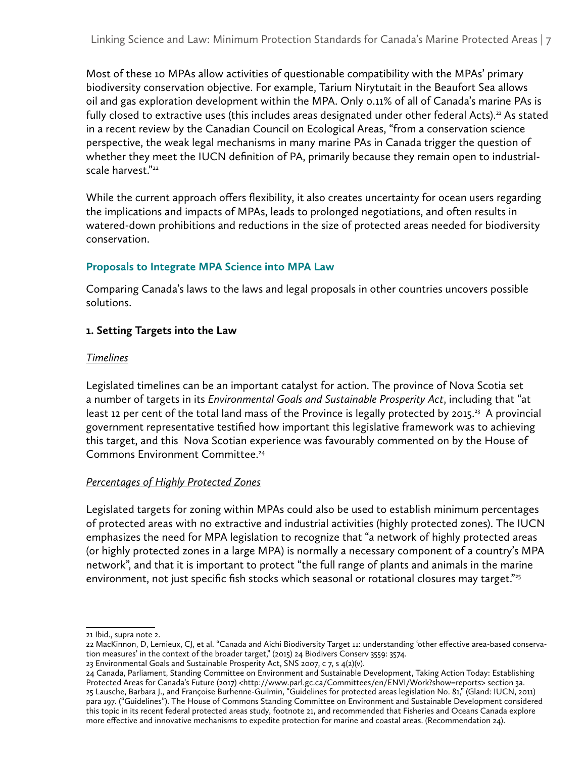Most of these 10 MPAs allow activities of questionable compatibility with the MPAs' primary biodiversity conservation objective. For example, Tarium Nirytutait in the Beaufort Sea allows oil and gas exploration development within the MPA. Only 0.11% of all of Canada's marine PAs is fully closed to extractive uses (this includes areas designated under other federal Acts).[21] As stated in a recent review by the Canadian Council on Ecological Areas, "from a conservation science perspective, the weak legal mechanisms in many marine PAs in Canada trigger the question of whether they meet the IUCN definition of PA, primarily because they remain open to industrial-scale harvest."[22]

While the current approach offers flexibility, it also creates uncertainty for ocean users regarding the implications and impacts of MPAs, leads to prolonged negotiations, and often results in watered-down prohibitions and reductions in the size of protected areas needed for biodiversity conservation.

## Proposals to Integrate MPA Science into MPA Law

Comparing Canada's laws to the laws and legal proposals in other countries uncovers possible solutions.

### 1. Setting Targets into the Law

*Timelines*

Legislated timelines can be an important catalyst for action. The province of Nova Scotia set a number of targets in its *Environmental Goals and Sustainable Prosperity Act*, including that "at least 12 per cent of the total land mass of the Province is legally protected by 2015.[23] A provincial government representative testified how important this legislative framework was to achieving this target, and this Nova Scotian experience was favourably commented on by the House of Commons Environment Committee.[24]

*Percentages of Highly Protected Zones*

Legislated targets for zoning within MPAs could also be used to establish minimum percentages of protected areas with no extractive and industrial activities (highly protected zones). The IUCN emphasizes the need for MPA legislation to recognize that "a network of highly protected areas (or highly protected zones in a large MPA) is normally a necessary component of a country's MPA network", and that it is important to protect "the full range of plants and animals in the marine environment, not just specific fish stocks which seasonal or rotational closures may target."[25]

---

21 Ibid., supra note 2.

22 MacKinnon, D, Lemieux, CJ, et al. "Canada and Aichi Biodiversity Target 11: understanding 'other effective area-based conservation measures' in the context of the broader target," (2015) 24 Biodivers Conserv 3559: 3574.

23 Environmental Goals and Sustainable Prosperity Act, SNS 2007, c 7, s 4(2)(v).

24 Canada, Parliament, Standing Committee on Environment and Sustainable Development, Taking Action Today: Establishing Protected Areas for Canada's Future (2017) <http://www.parl.gc.ca/Committees/en/ENVI/Work?show=reports> section 3a.

25 Lausche, Barbara J., and Françoise Burhenne-Guilmin, "Guidelines for protected areas legislation No. 81," (Gland: IUCN, 2011) para 197. ("Guidelines"). The House of Commons Standing Committee on Environment and Sustainable Development considered this topic in its recent federal protected areas study, footnote 21, and recommended that Fisheries and Oceans Canada explore more effective and innovative mechanisms to expedite protection for marine and coastal areas. (Recommendation 24).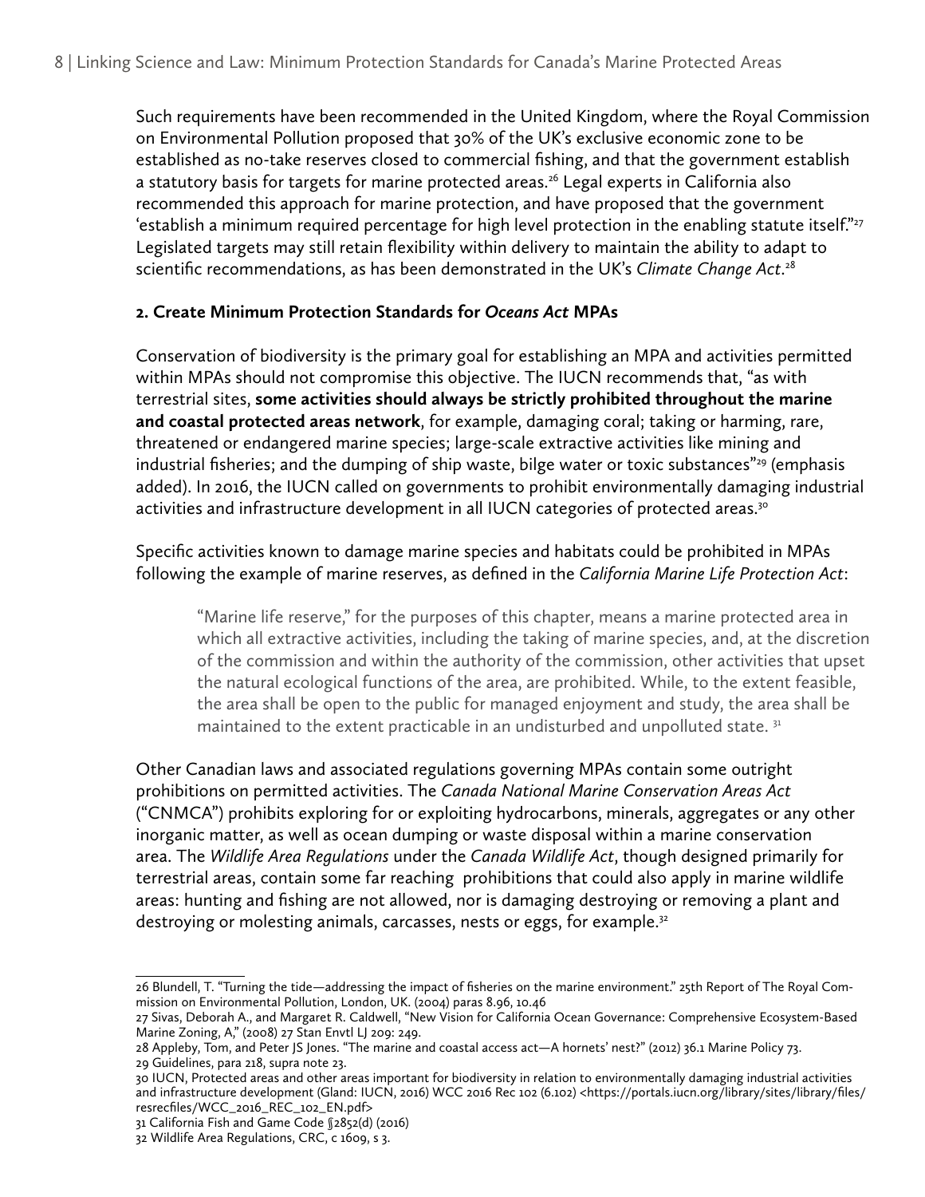Such requirements have been recommended in the United Kingdom, where the Royal Commission on Environmental Pollution proposed that 30% of the UK's exclusive economic zone to be established as no-take reserves closed to commercial fishing, and that the government establish a statutory basis for targets for marine protected areas.[26] Legal experts in California also recommended this approach for marine protection, and have proposed that the government 'establish a minimum required percentage for high level protection in the enabling statute itself."[27] Legislated targets may still retain flexibility within delivery to maintain the ability to adapt to scientific recommendations, as has been demonstrated in the UK's *Climate Change Act*.[28]

### 2. Create Minimum Protection Standards for *Oceans Act* MPAs

Conservation of biodiversity is the primary goal for establishing an MPA and activities permitted within MPAs should not compromise this objective. The IUCN recommends that, "as with terrestrial sites, **some activities should always be strictly prohibited throughout the marine and coastal protected areas network**, for example, damaging coral; taking or harming, rare, threatened or endangered marine species; large-scale extractive activities like mining and industrial fisheries; and the dumping of ship waste, bilge water or toxic substances"[29] (emphasis added). In 2016, the IUCN called on governments to prohibit environmentally damaging industrial activities and infrastructure development in all IUCN categories of protected areas.[30]

Specific activities known to damage marine species and habitats could be prohibited in MPAs following the example of marine reserves, as defined in the *California Marine Life Protection Act*:

> "Marine life reserve," for the purposes of this chapter, means a marine protected area in which all extractive activities, including the taking of marine species, and, at the discretion of the commission and within the authority of the commission, other activities that upset the natural ecological functions of the area, are prohibited. While, to the extent feasible, the area shall be open to the public for managed enjoyment and study, the area shall be maintained to the extent practicable in an undisturbed and unpolluted state. [31]

Other Canadian laws and associated regulations governing MPAs contain some outright prohibitions on permitted activities. The *Canada National Marine Conservation Areas Act* ("CNMCA") prohibits exploring for or exploiting hydrocarbons, minerals, aggregates or any other inorganic matter, as well as ocean dumping or waste disposal within a marine conservation area. The *Wildlife Area Regulations* under the *Canada Wildlife Act*, though designed primarily for terrestrial areas, contain some far reaching prohibitions that could also apply in marine wildlife areas: hunting and fishing are not allowed, nor is damaging destroying or removing a plant and destroying or molesting animals, carcasses, nests or eggs, for example.[32]

---

26 Blundell, T. "Turning the tide—addressing the impact of fisheries on the marine environment." 25th Report of The Royal Commission on Environmental Pollution, London, UK. (2004) paras 8.96, 10.46

27 Sivas, Deborah A., and Margaret R. Caldwell, "New Vision for California Ocean Governance: Comprehensive Ecosystem-Based Marine Zoning, A," (2008) 27 Stan Envtl LJ 209: 249.

28 Appleby, Tom, and Peter JS Jones. "The marine and coastal access act—A hornets' nest?" (2012) 36.1 Marine Policy 73.

29 Guidelines, para 218, supra note 23.

30 IUCN, Protected areas and other areas important for biodiversity in relation to environmentally damaging industrial activities and infrastructure development (Gland: IUCN, 2016) WCC 2016 Rec 102 (6.102) <https://portals.iucn.org/library/sites/library/files/resrecfiles/WCC_2016_REC_102_EN.pdf>

31 California Fish and Game Code §2852(d) (2016)

32 Wildlife Area Regulations, CRC, c 1609, s 3.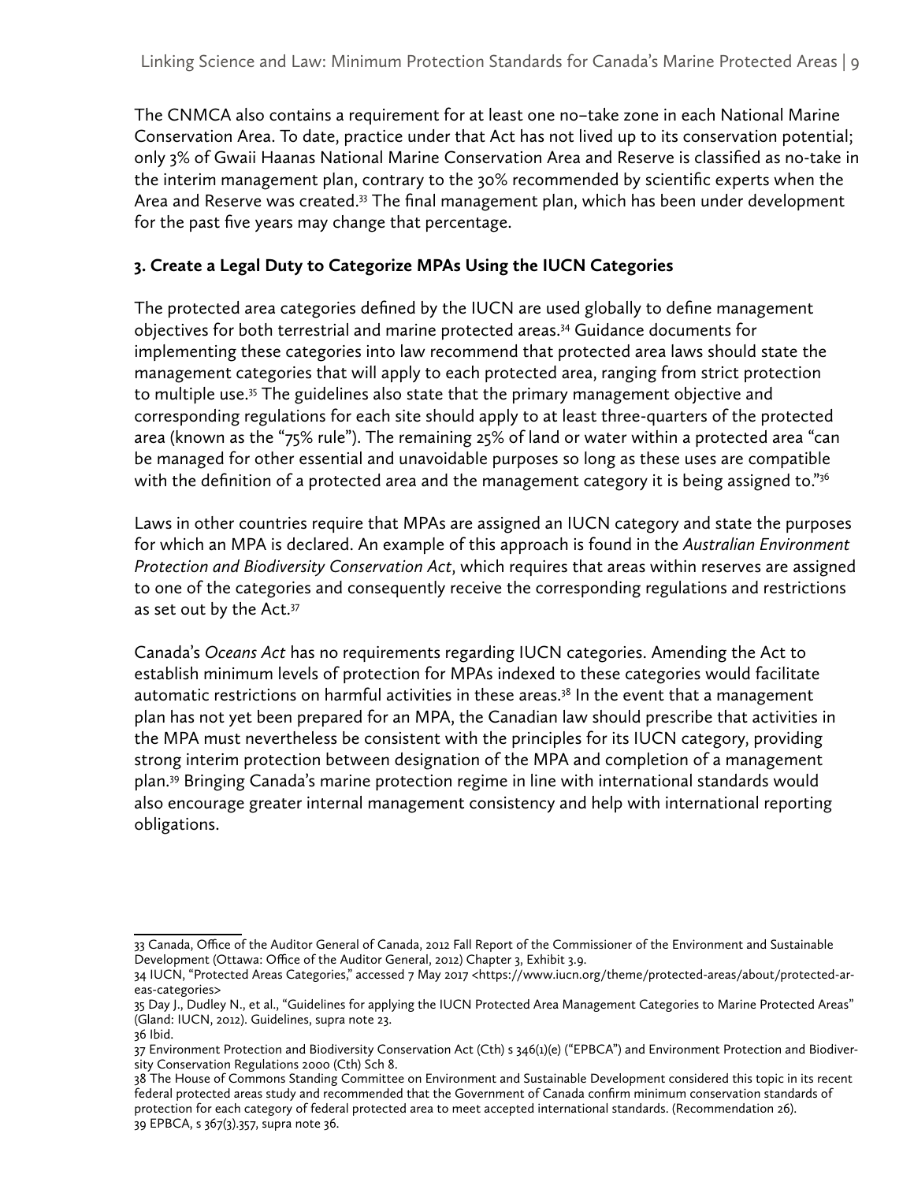The CNMCA also contains a requirement for at least one no–take zone in each National Marine Conservation Area. To date, practice under that Act has not lived up to its conservation potential; only 3% of Gwaii Haanas National Marine Conservation Area and Reserve is classified as no-take in the interim management plan, contrary to the 30% recommended by scientific experts when the Area and Reserve was created.[33] The final management plan, which has been under development for the past five years may change that percentage.

### 3. Create a Legal Duty to Categorize MPAs Using the IUCN Categories

The protected area categories defined by the IUCN are used globally to define management objectives for both terrestrial and marine protected areas.[34] Guidance documents for implementing these categories into law recommend that protected area laws should state the management categories that will apply to each protected area, ranging from strict protection to multiple use.[35] The guidelines also state that the primary management objective and corresponding regulations for each site should apply to at least three-quarters of the protected area (known as the "75% rule"). The remaining 25% of land or water within a protected area "can be managed for other essential and unavoidable purposes so long as these uses are compatible with the definition of a protected area and the management category it is being assigned to."[36]

Laws in other countries require that MPAs are assigned an IUCN category and state the purposes for which an MPA is declared. An example of this approach is found in the *Australian Environment Protection and Biodiversity Conservation Act*, which requires that areas within reserves are assigned to one of the categories and consequently receive the corresponding regulations and restrictions as set out by the Act.[37]

Canada's *Oceans Act* has no requirements regarding IUCN categories. Amending the Act to establish minimum levels of protection for MPAs indexed to these categories would facilitate automatic restrictions on harmful activities in these areas.[38] In the event that a management plan has not yet been prepared for an MPA, the Canadian law should prescribe that activities in the MPA must nevertheless be consistent with the principles for its IUCN category, providing strong interim protection between designation of the MPA and completion of a management plan.[39] Bringing Canada's marine protection regime in line with international standards would also encourage greater internal management consistency and help with international reporting obligations.

---

33 Canada, Office of the Auditor General of Canada, 2012 Fall Report of the Commissioner of the Environment and Sustainable Development (Ottawa: Office of the Auditor General, 2012) Chapter 3, Exhibit 3.9.

34 IUCN, "Protected Areas Categories," accessed 7 May 2017 <https://www.iucn.org/theme/protected-areas/about/protected-areas-categories>

35 Day J., Dudley N., et al., "Guidelines for applying the IUCN Protected Area Management Categories to Marine Protected Areas" (Gland: IUCN, 2012). Guidelines, supra note 23.

36 Ibid.

37 Environment Protection and Biodiversity Conservation Act (Cth) s 346(1)(e) ("EPBCA") and Environment Protection and Biodiversity Conservation Regulations 2000 (Cth) Sch 8.

38 The House of Commons Standing Committee on Environment and Sustainable Development considered this topic in its recent federal protected areas study and recommended that the Government of Canada confirm minimum conservation standards of protection for each category of federal protected area to meet accepted international standards. (Recommendation 26).

39 EPBCA, s 367(3).357, supra note 36.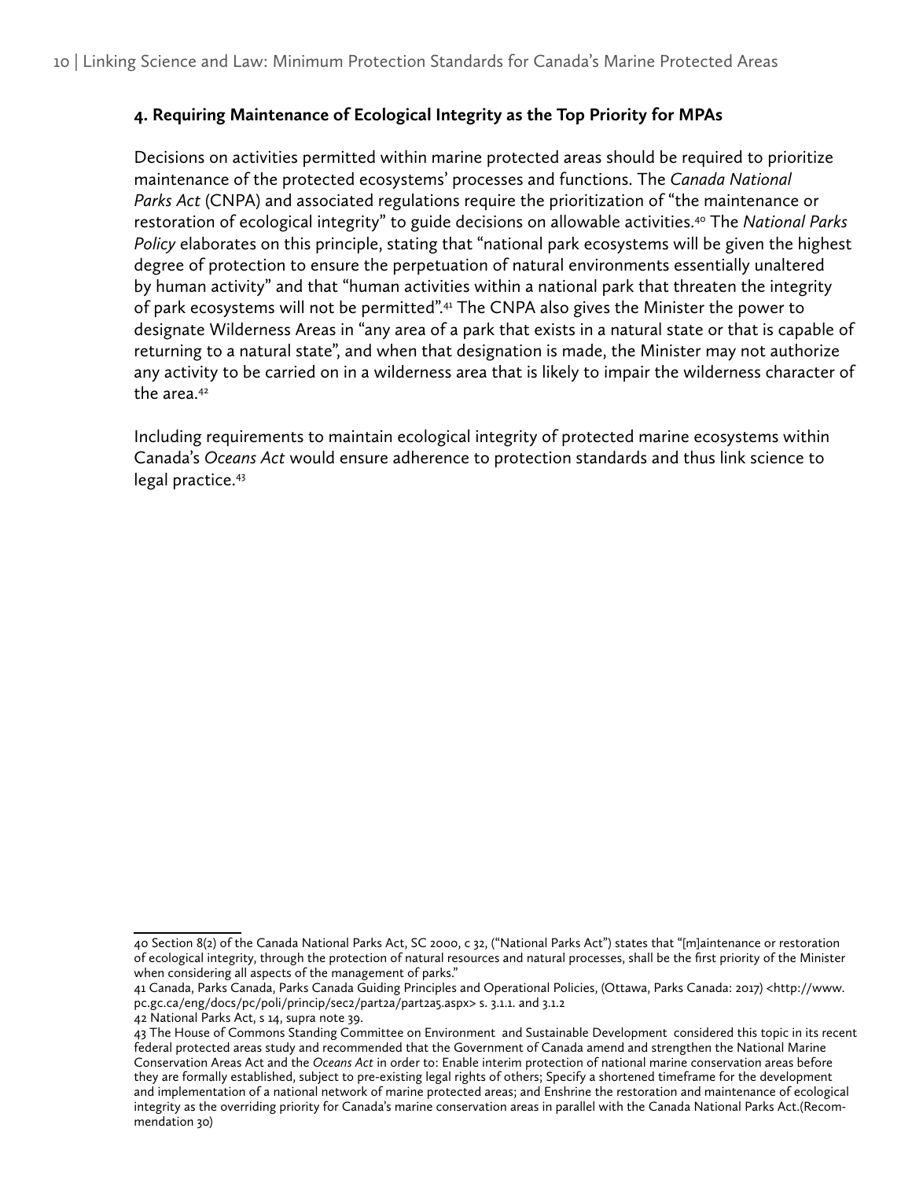## 4. Requiring Maintenance of Ecological Integrity as the Top Priority for MPAs

Decisions on activities permitted within marine protected areas should be required to prioritize maintenance of the protected ecosystems' processes and functions. The *Canada National Parks Act* (CNPA) and associated regulations require the prioritization of "the maintenance or restoration of ecological integrity" to guide decisions on allowable activities.[40] The *National Parks Policy* elaborates on this principle, stating that "national park ecosystems will be given the highest degree of protection to ensure the perpetuation of natural environments essentially unaltered by human activity" and that "human activities within a national park that threaten the integrity of park ecosystems will not be permitted".[41] The CNPA also gives the Minister the power to designate Wilderness Areas in "any area of a park that exists in a natural state or that is capable of returning to a natural state", and when that designation is made, the Minister may not authorize any activity to be carried on in a wilderness area that is likely to impair the wilderness character of the area.[42]

Including requirements to maintain ecological integrity of protected marine ecosystems within Canada's *Oceans Act* would ensure adherence to protection standards and thus link science to legal practice.[43]

---

40 Section 8(2) of the Canada National Parks Act, SC 2000, c 32, ("National Parks Act") states that "[m]aintenance or restoration of ecological integrity, through the protection of natural resources and natural processes, shall be the first priority of the Minister when considering all aspects of the management of parks."

41 Canada, Parks Canada, Parks Canada Guiding Principles and Operational Policies, (Ottawa, Parks Canada: 2017) <http://www.pc.gc.ca/eng/docs/pc/poli/princip/sec2/part2a/part2a5.aspx> s. 3.1.1. and 3.1.2

42 National Parks Act, s 14, supra note 39.

43 The House of Commons Standing Committee on Environment and Sustainable Development considered this topic in its recent federal protected areas study and recommended that the Government of Canada amend and strengthen the National Marine Conservation Areas Act and the *Oceans Act* in order to: Enable interim protection of national marine conservation areas before they are formally established, subject to pre-existing legal rights of others; Specify a shortened timeframe for the development and implementation of a national network of marine protected areas; and Enshrine the restoration and maintenance of ecological integrity as the overriding priority for Canada's marine conservation areas in parallel with the Canada National Parks Act.(Recommendation 30)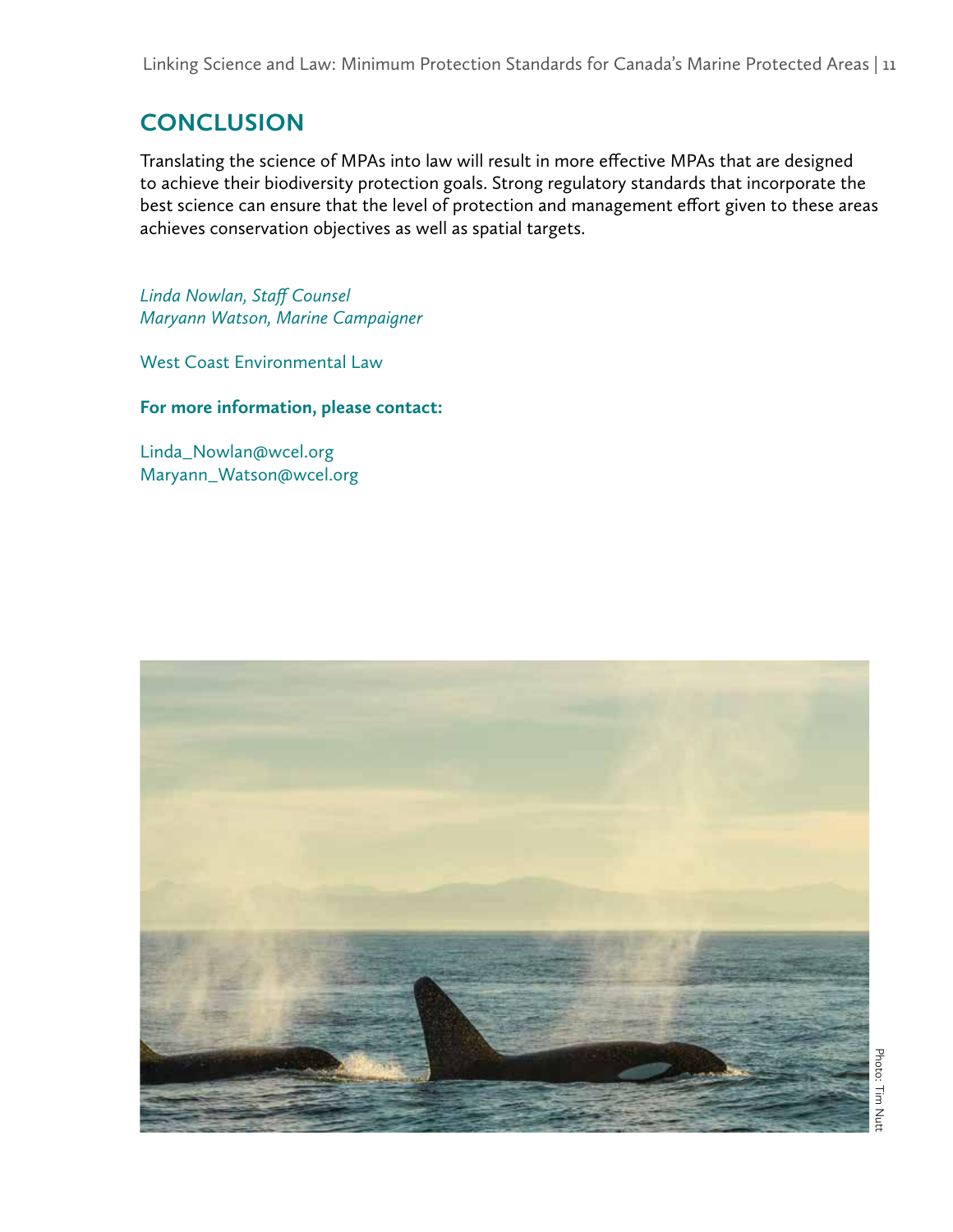## CONCLUSION

Translating the science of MPAs into law will result in more effective MPAs that are designed to achieve their biodiversity protection goals. Strong regulatory standards that incorporate the best science can ensure that the level of protection and management effort given to these areas achieves conservation objectives as well as spatial targets.

*Linda Nowlan, Staff Counsel*
*Maryann Watson, Marine Campaigner*

West Coast Environmental Law

**For more information, please contact:**

Linda_Nowlan@wcel.org
Maryann_Watson@wcel.org

Photo: Tim Nutt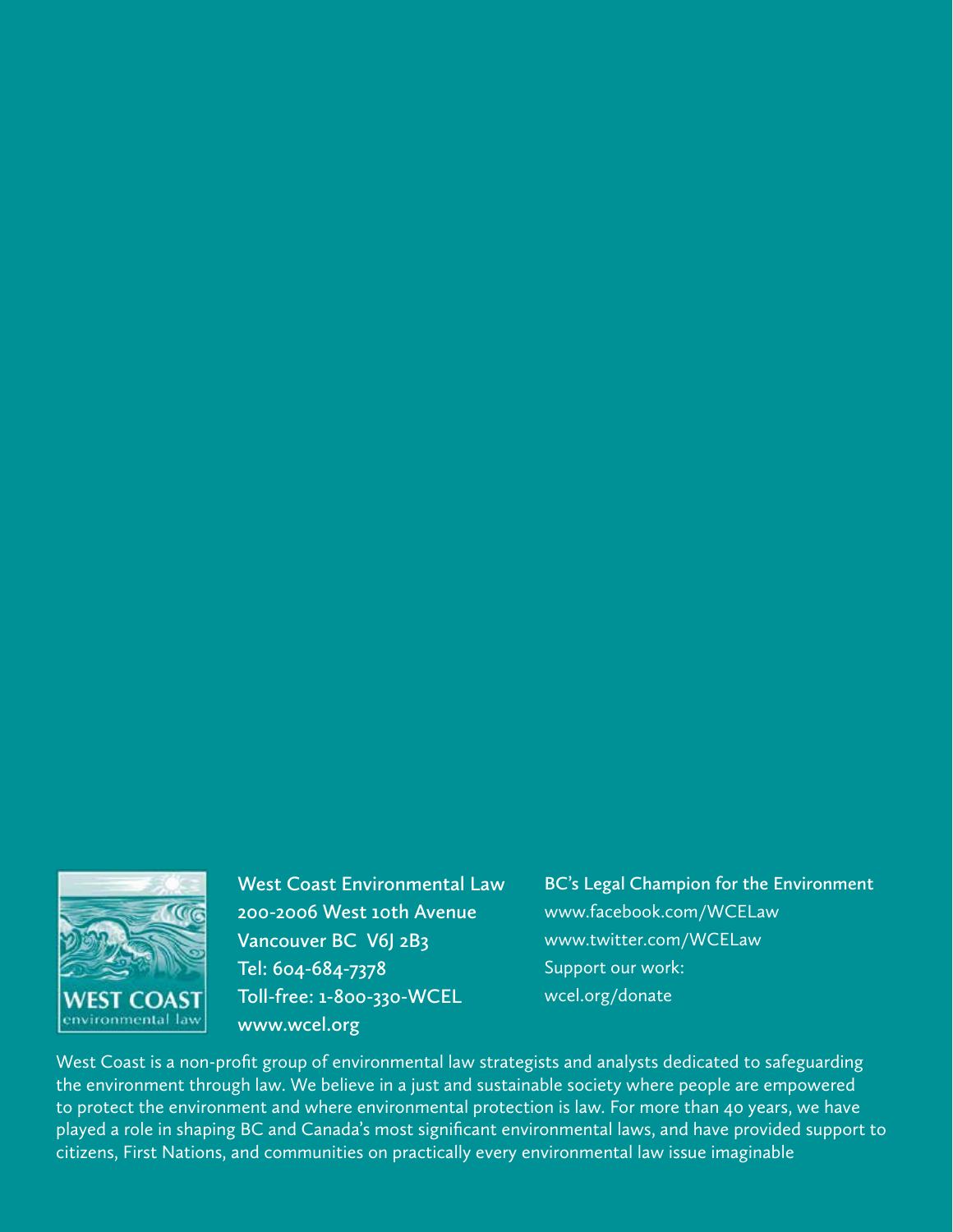West Coast Environmental Law
200-2006 West 10th Avenue
Vancouver BC V6J 2B3
Tel: 604-684-7378
Toll-free: 1-800-330-WCEL
www.wcel.org

BC's Legal Champion for the Environment
www.facebook.com/WCELaw
www.twitter.com/WCELaw
Support our work:
wcel.org/donate

West Coast is a non-profit group of environmental law strategists and analysts dedicated to safeguarding the environment through law. We believe in a just and sustainable society where people are empowered to protect the environment and where environmental protection is law. For more than 40 years, we have played a role in shaping BC and Canada's most significant environmental laws, and have provided support to citizens, First Nations, and communities on practically every environmental law issue imaginable